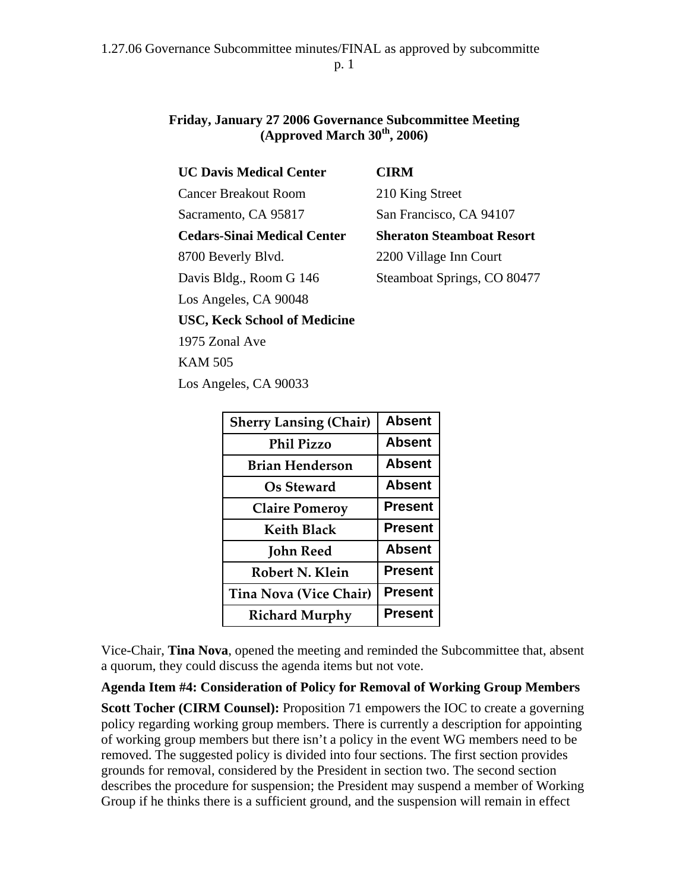# Friday, January 27 2006 Governance Subcommittee Meeting (Approved March 30th, 2006)

**UC Davis Medical Center**
Cancer Breakout Room
Sacramento, CA 95817

**CIRM**
210 King Street
San Francisco, CA 94107

**Cedars-Sinai Medical Center**
8700 Beverly Blvd.
Davis Bldg., Room G 146
Los Angeles, CA 90048

**Sheraton Steamboat Resort**
2200 Village Inn Court
Steamboat Springs, CO 80477

**USC, Keck School of Medicine**
1975 Zonal Ave
KAM 505
Los Angeles, CA 90033

| Member | Attendance |
|---|---|
| Sherry Lansing (Chair) | Absent |
| Phil Pizzo | Absent |
| Brian Henderson | Absent |
| Os Steward | Absent |
| Claire Pomeroy | Present |
| Keith Black | Present |
| John Reed | Absent |
| Robert N. Klein | Present |
| Tina Nova (Vice Chair) | Present |
| Richard Murphy | Present |

Vice-Chair, **Tina Nova**, opened the meeting and reminded the Subcommittee that, absent a quorum, they could discuss the agenda items but not vote.

**Agenda Item #4: Consideration of Policy for Removal of Working Group Members**

**Scott Tocher (CIRM Counsel):** Proposition 71 empowers the IOC to create a governing policy regarding working group members. There is currently a description for appointing of working group members but there isn't a policy in the event WG members need to be removed. The suggested policy is divided into four sections. The first section provides grounds for removal, considered by the President in section two. The second section describes the procedure for suspension; the President may suspend a member of Working Group if he thinks there is a sufficient ground, and the suspension will remain in effect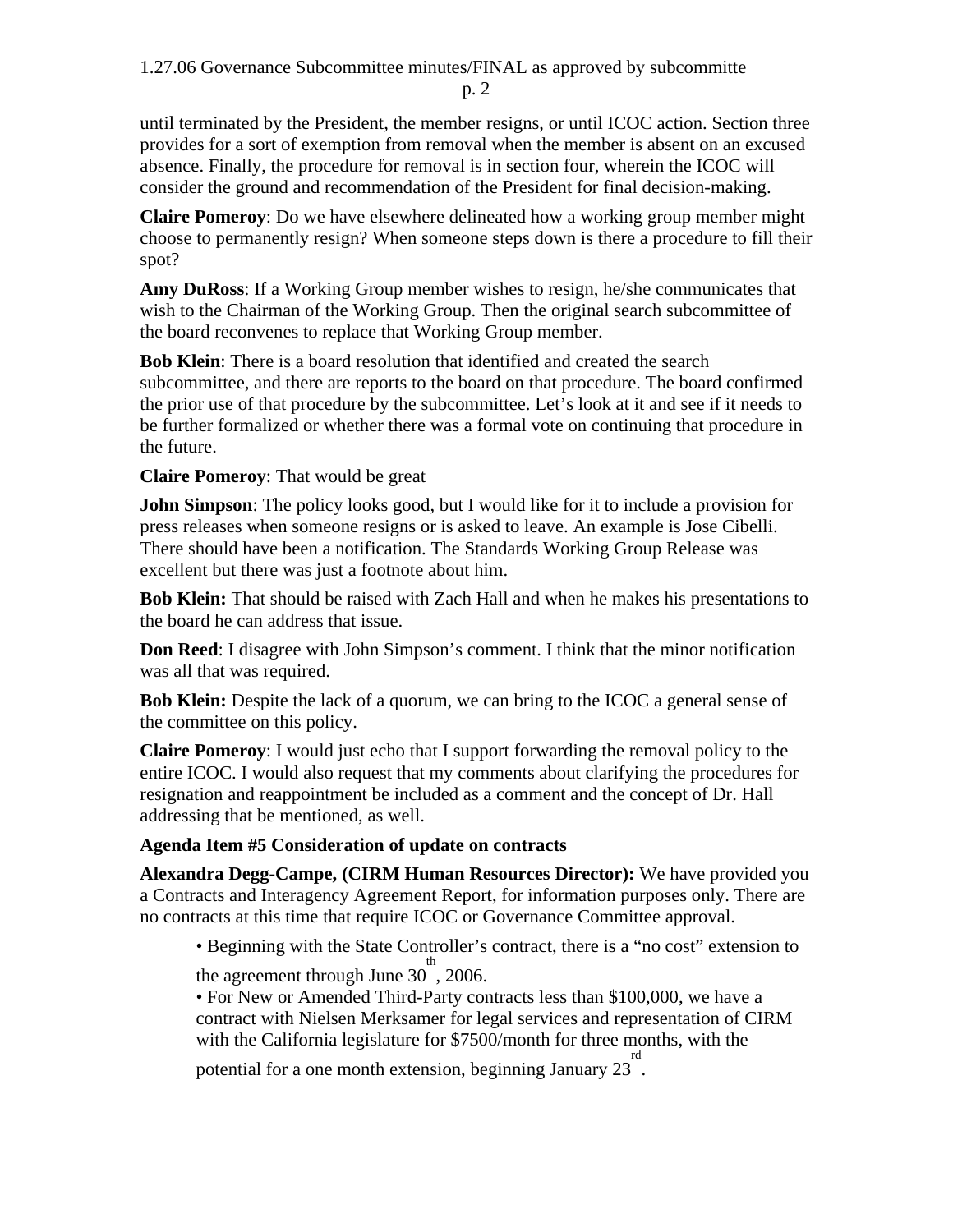until terminated by the President, the member resigns, or until ICOC action. Section three provides for a sort of exemption from removal when the member is absent on an excused absence. Finally, the procedure for removal is in section four, wherein the ICOC will consider the ground and recommendation of the President for final decision-making.

**Claire Pomeroy**: Do we have elsewhere delineated how a working group member might choose to permanently resign? When someone steps down is there a procedure to fill their spot?

**Amy DuRoss**: If a Working Group member wishes to resign, he/she communicates that wish to the Chairman of the Working Group. Then the original search subcommittee of the board reconvenes to replace that Working Group member.

**Bob Klein**: There is a board resolution that identified and created the search subcommittee, and there are reports to the board on that procedure. The board confirmed the prior use of that procedure by the subcommittee. Let's look at it and see if it needs to be further formalized or whether there was a formal vote on continuing that procedure in the future.

**Claire Pomeroy**: That would be great

**John Simpson**: The policy looks good, but I would like for it to include a provision for press releases when someone resigns or is asked to leave. An example is Jose Cibelli. There should have been a notification. The Standards Working Group Release was excellent but there was just a footnote about him.

**Bob Klein:** That should be raised with Zach Hall and when he makes his presentations to the board he can address that issue.

**Don Reed**: I disagree with John Simpson's comment. I think that the minor notification was all that was required.

**Bob Klein:** Despite the lack of a quorum, we can bring to the ICOC a general sense of the committee on this policy.

**Claire Pomeroy**: I would just echo that I support forwarding the removal policy to the entire ICOC. I would also request that my comments about clarifying the procedures for resignation and reappointment be included as a comment and the concept of Dr. Hall addressing that be mentioned, as well.

**Agenda Item #5 Consideration of update on contracts**

**Alexandra Degg-Campe, (CIRM Human Resources Director):** We have provided you a Contracts and Interagency Agreement Report, for information purposes only. There are no contracts at this time that require ICOC or Governance Committee approval.

- Beginning with the State Controller's contract, there is a "no cost" extension to the agreement through June 30th, 2006.
- For New or Amended Third-Party contracts less than \$100,000, we have a contract with Nielsen Merksamer for legal services and representation of CIRM with the California legislature for \$7500/month for three months, with the potential for a one month extension, beginning January 23rd.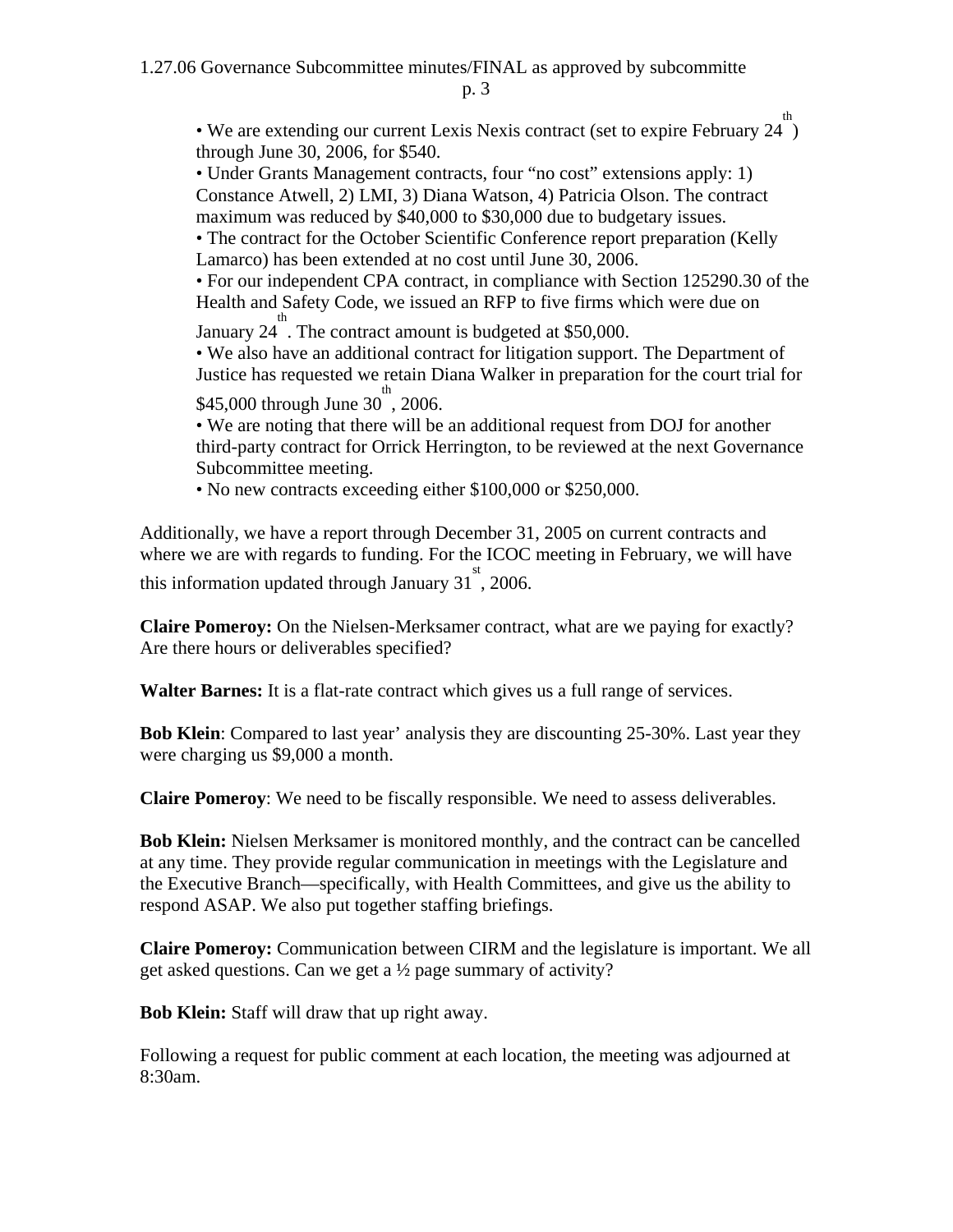- We are extending our current Lexis Nexis contract (set to expire February 24th) through June 30, 2006, for $540.
- Under Grants Management contracts, four "no cost" extensions apply: 1) Constance Atwell, 2) LMI, 3) Diana Watson, 4) Patricia Olson. The contract maximum was reduced by $40,000 to $30,000 due to budgetary issues.
- The contract for the October Scientific Conference report preparation (Kelly Lamarco) has been extended at no cost until June 30, 2006.
- For our independent CPA contract, in compliance with Section 125290.30 of the Health and Safety Code, we issued an RFP to five firms which were due on January 24th. The contract amount is budgeted at $50,000.
- We also have an additional contract for litigation support. The Department of Justice has requested we retain Diana Walker in preparation for the court trial for $45,000 through June 30th, 2006.
- We are noting that there will be an additional request from DOJ for another third-party contract for Orrick Herrington, to be reviewed at the next Governance Subcommittee meeting.
- No new contracts exceeding either $100,000 or $250,000.

Additionally, we have a report through December 31, 2005 on current contracts and where we are with regards to funding. For the ICOC meeting in February, we will have this information updated through January 31st, 2006.

**Claire Pomeroy:** On the Nielsen-Merksamer contract, what are we paying for exactly? Are there hours or deliverables specified?

**Walter Barnes:** It is a flat-rate contract which gives us a full range of services.

**Bob Klein**: Compared to last year' analysis they are discounting 25-30%. Last year they were charging us $9,000 a month.

**Claire Pomeroy**: We need to be fiscally responsible. We need to assess deliverables.

**Bob Klein:** Nielsen Merksamer is monitored monthly, and the contract can be cancelled at any time. They provide regular communication in meetings with the Legislature and the Executive Branch—specifically, with Health Committees, and give us the ability to respond ASAP. We also put together staffing briefings.

**Claire Pomeroy:** Communication between CIRM and the legislature is important. We all get asked questions. Can we get a ½ page summary of activity?

**Bob Klein:** Staff will draw that up right away.

Following a request for public comment at each location, the meeting was adjourned at 8:30am.